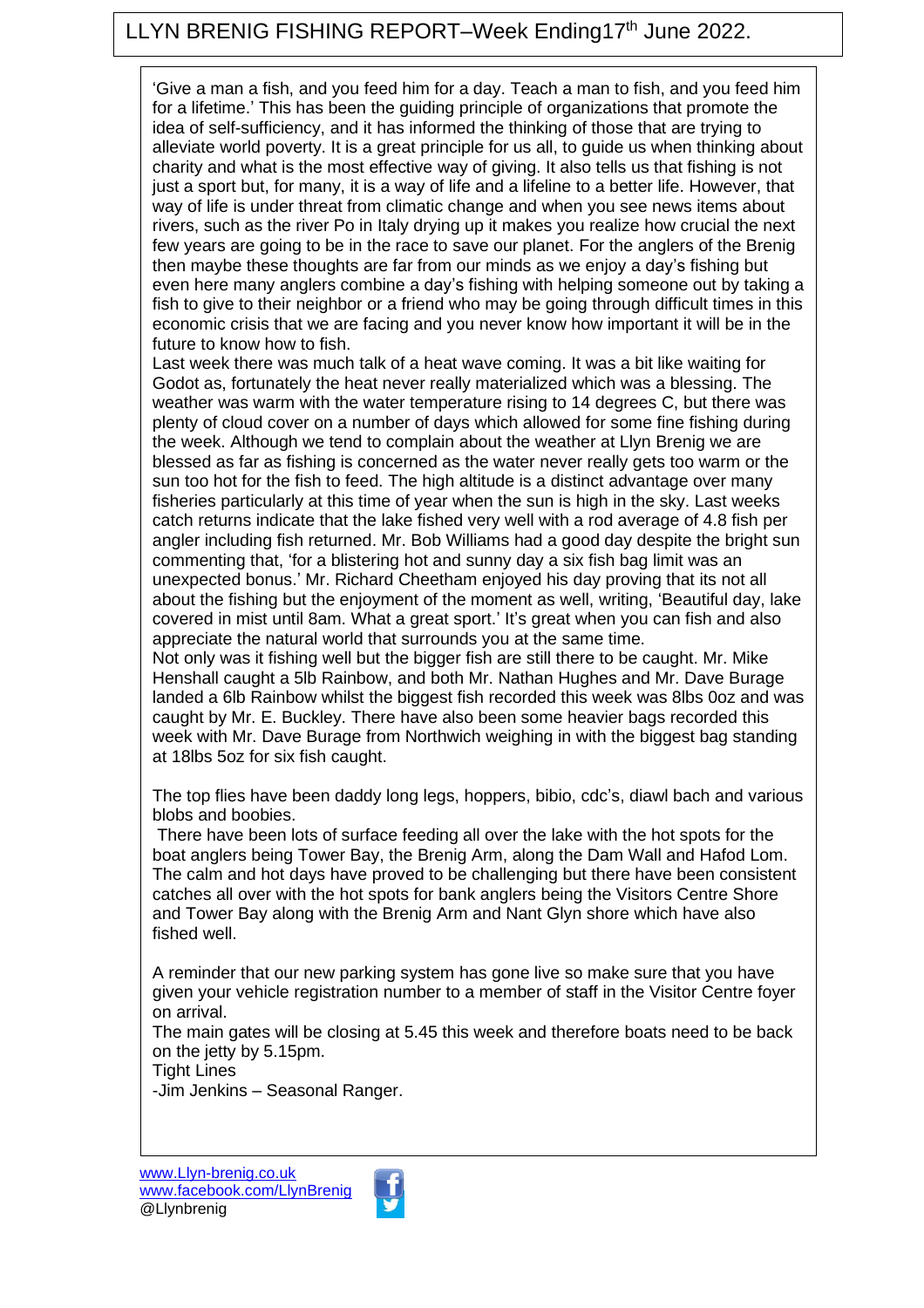# LLYN BRENIG FISHING REPORT–Week Ending17th June 2022.

'Give a man a fish, and you feed him for a day. Teach a man to fish, and you feed him for a lifetime.' This has been the guiding principle of organizations that promote the idea of self-sufficiency, and it has informed the thinking of those that are trying to alleviate world poverty. It is a great principle for us all, to guide us when thinking about charity and what is the most effective way of giving. It also tells us that fishing is not just a sport but, for many, it is a way of life and a lifeline to a better life. However, that way of life is under threat from climatic change and when you see news items about rivers, such as the river Po in Italy drying up it makes you realize how crucial the next few years are going to be in the race to save our planet. For the anglers of the Brenig then maybe these thoughts are far from our minds as we enjoy a day's fishing but even here many anglers combine a day's fishing with helping someone out by taking a fish to give to their neighbor or a friend who may be going through difficult times in this economic crisis that we are facing and you never know how important it will be in the future to know how to fish.

Last week there was much talk of a heat wave coming. It was a bit like waiting for Godot as, fortunately the heat never really materialized which was a blessing. The weather was warm with the water temperature rising to 14 degrees C, but there was plenty of cloud cover on a number of days which allowed for some fine fishing during the week. Although we tend to complain about the weather at Llyn Brenig we are blessed as far as fishing is concerned as the water never really gets too warm or the sun too hot for the fish to feed. The high altitude is a distinct advantage over many fisheries particularly at this time of year when the sun is high in the sky. Last weeks catch returns indicate that the lake fished very well with a rod average of 4.8 fish per angler including fish returned. Mr. Bob Williams had a good day despite the bright sun commenting that, 'for a blistering hot and sunny day a six fish bag limit was an unexpected bonus.' Mr. Richard Cheetham enjoyed his day proving that its not all about the fishing but the enjoyment of the moment as well, writing, 'Beautiful day, lake covered in mist until 8am. What a great sport.' It's great when you can fish and also appreciate the natural world that surrounds you at the same time.

Not only was it fishing well but the bigger fish are still there to be caught. Mr. Mike Henshall caught a 5lb Rainbow, and both Mr. Nathan Hughes and Mr. Dave Burage landed a 6lb Rainbow whilst the biggest fish recorded this week was 8lbs 0oz and was caught by Mr. E. Buckley. There have also been some heavier bags recorded this week with Mr. Dave Burage from Northwich weighing in with the biggest bag standing at 18lbs 5oz for six fish caught.

The top flies have been daddy long legs, hoppers, bibio, cdc's, diawl bach and various blobs and boobies.

There have been lots of surface feeding all over the lake with the hot spots for the boat anglers being Tower Bay, the Brenig Arm, along the Dam Wall and Hafod Lom. The calm and hot days have proved to be challenging but there have been consistent catches all over with the hot spots for bank anglers being the Visitors Centre Shore and Tower Bay along with the Brenig Arm and Nant Glyn shore which have also fished well.

A reminder that our new parking system has gone live so make sure that you have given your vehicle registration number to a member of staff in the Visitor Centre foyer on arrival.

The main gates will be closing at 5.45 this week and therefore boats need to be back on the jetty by 5.15pm.

Tight Lines

-Jim Jenkins – Seasonal Ranger.

www.Llyn-brenig.co.uk
www.facebook.com/LlynBrenig
@Llynbrenig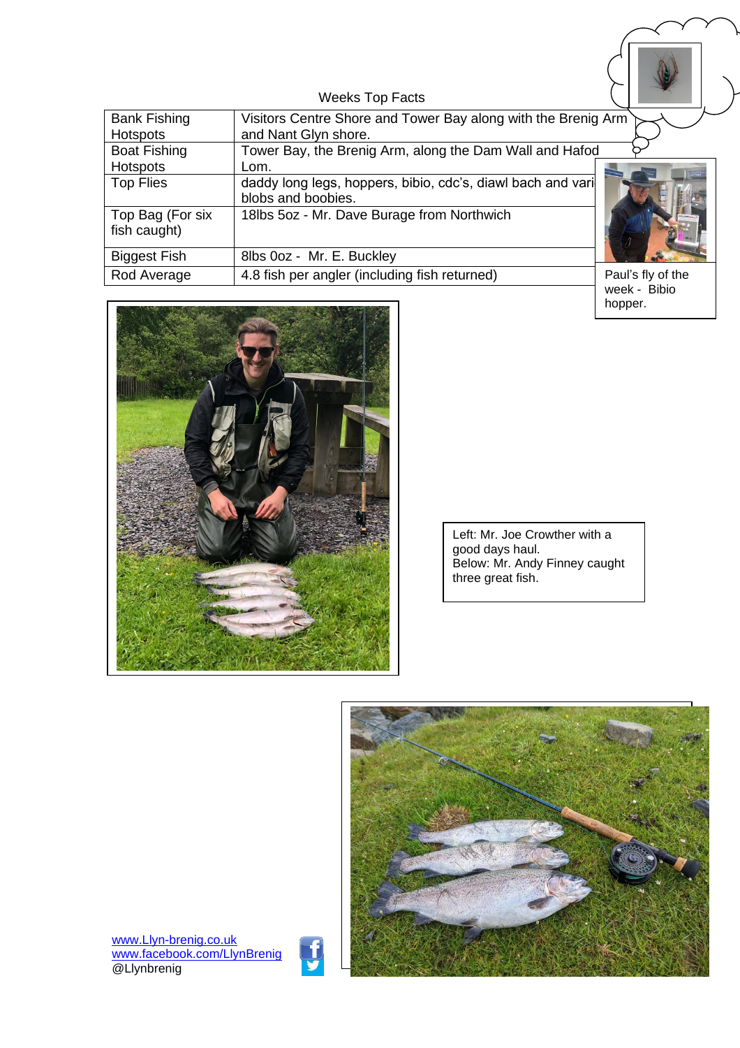Weeks Top Facts

| | |
|---|---|
| Bank Fishing Hotspots | Visitors Centre Shore and Tower Bay along with the Brenig Arm and Nant Glyn shore. |
| Boat Fishing Hotspots | Tower Bay, the Brenig Arm, along the Dam Wall and Hafod Lom. |
| Top Flies | daddy long legs, hoppers, bibio, cdc's, diawl bach and vari blobs and boobies. |
| Top Bag (For six fish caught) | 18lbs 5oz - Mr. Dave Burage from Northwich |
| Biggest Fish | 8lbs 0oz - Mr. E. Buckley |
| Rod Average | 4.8 fish per angler (including fish returned) |

Paul's fly of the week - Bibio hopper.

Left: Mr. Joe Crowther with a good days haul.
Below: Mr. Andy Finney caught three great fish.

www.Llyn-brenig.co.uk
www.facebook.com/LlynBrenig
@Llynbrenig